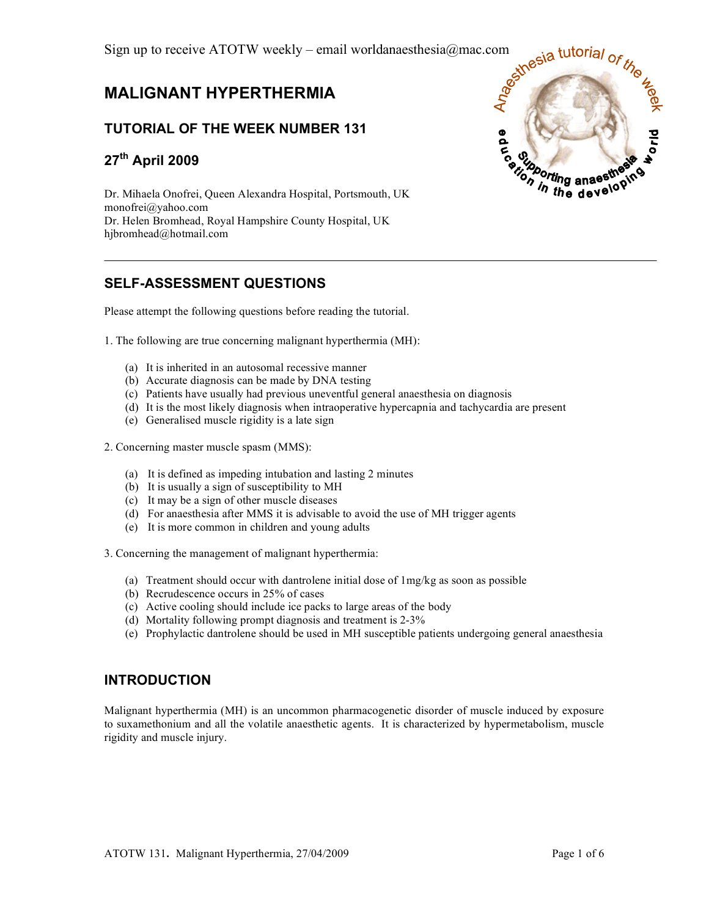Sign up to receive ATOTW weekly – email worldanaesthesia@mac.com

# MALIGNANT HYPERTHERMIA

## TUTORIAL OF THE WEEK NUMBER 131

## 27th April 2009

Dr. Mihaela Onofrei, Queen Alexandra Hospital, Portsmouth, UK
monofrei@yahoo.com
Dr. Helen Bromhead, Royal Hampshire County Hospital, UK
hjbromhead@hotmail.com

---

## SELF-ASSESSMENT QUESTIONS

Please attempt the following questions before reading the tutorial.

1. The following are true concerning malignant hyperthermia (MH):

    (a) It is inherited in an autosomal recessive manner
    (b) Accurate diagnosis can be made by DNA testing
    (c) Patients have usually had previous uneventful general anaesthesia on diagnosis
    (d) It is the most likely diagnosis when intraoperative hypercapnia and tachycardia are present
    (e) Generalised muscle rigidity is a late sign

2. Concerning master muscle spasm (MMS):

    (a) It is defined as impeding intubation and lasting 2 minutes
    (b) It is usually a sign of susceptibility to MH
    (c) It may be a sign of other muscle diseases
    (d) For anaesthesia after MMS it is advisable to avoid the use of MH trigger agents
    (e) It is more common in children and young adults

3. Concerning the management of malignant hyperthermia:

    (a) Treatment should occur with dantrolene initial dose of 1mg/kg as soon as possible
    (b) Recrudescence occurs in 25% of cases
    (c) Active cooling should include ice packs to large areas of the body
    (d) Mortality following prompt diagnosis and treatment is 2-3%
    (e) Prophylactic dantrolene should be used in MH susceptible patients undergoing general anaesthesia

## INTRODUCTION

Malignant hyperthermia (MH) is an uncommon pharmacogenetic disorder of muscle induced by exposure to suxamethonium and all the volatile anaesthetic agents. It is characterized by hypermetabolism, muscle rigidity and muscle injury.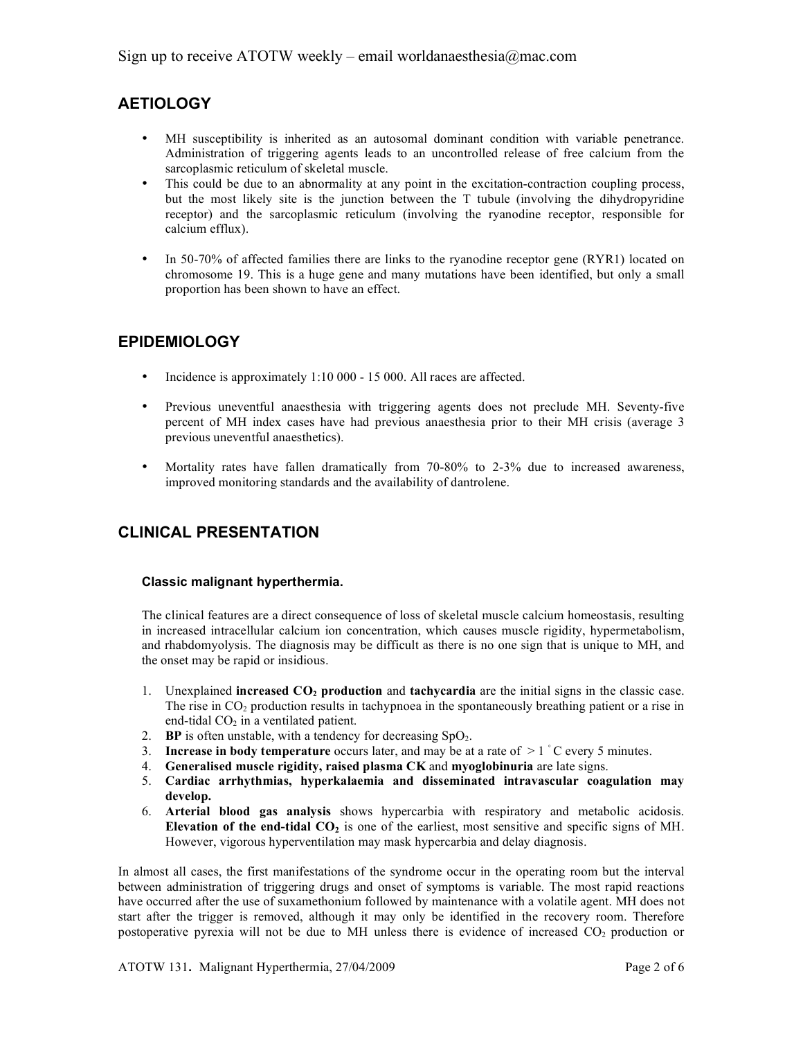## AETIOLOGY

- MH susceptibility is inherited as an autosomal dominant condition with variable penetrance. Administration of triggering agents leads to an uncontrolled release of free calcium from the sarcoplasmic reticulum of skeletal muscle.
- This could be due to an abnormality at any point in the excitation-contraction coupling process, but the most likely site is the junction between the T tubule (involving the dihydropyridine receptor) and the sarcoplasmic reticulum (involving the ryanodine receptor, responsible for calcium efflux).
- In 50-70% of affected families there are links to the ryanodine receptor gene (RYR1) located on chromosome 19. This is a huge gene and many mutations have been identified, but only a small proportion has been shown to have an effect.

## EPIDEMIOLOGY

- Incidence is approximately 1:10 000 - 15 000. All races are affected.
- Previous uneventful anaesthesia with triggering agents does not preclude MH. Seventy-five percent of MH index cases have had previous anaesthesia prior to their MH crisis (average 3 previous uneventful anaesthetics).
- Mortality rates have fallen dramatically from 70-80% to 2-3% due to increased awareness, improved monitoring standards and the availability of dantrolene.

## CLINICAL PRESENTATION

### Classic malignant hyperthermia.

The clinical features are a direct consequence of loss of skeletal muscle calcium homeostasis, resulting in increased intracellular calcium ion concentration, which causes muscle rigidity, hypermetabolism, and rhabdomyolysis. The diagnosis may be difficult as there is no one sign that is unique to MH, and the onset may be rapid or insidious.

1. Unexplained **increased $CO_2$ production** and **tachycardia** are the initial signs in the classic case. The rise in $CO_2$ production results in tachypnoea in the spontaneously breathing patient or a rise in end-tidal $CO_2$ in a ventilated patient.
2. **BP** is often unstable, with a tendency for decreasing $SpO_2$.
3. **Increase in body temperature** occurs later, and may be at a rate of $> 1\ ^{\circ}C$ every 5 minutes.
4. **Generalised muscle rigidity, raised plasma CK** and **myoglobinuria** are late signs.
5. **Cardiac arrhythmias, hyperkalaemia and disseminated intravascular coagulation may develop.**
6. **Arterial blood gas analysis** shows hypercarbia with respiratory and metabolic acidosis. **Elevation of the end-tidal $CO_2$** is one of the earliest, most sensitive and specific signs of MH. However, vigorous hyperventilation may mask hypercarbia and delay diagnosis.

In almost all cases, the first manifestations of the syndrome occur in the operating room but the interval between administration of triggering drugs and onset of symptoms is variable. The most rapid reactions have occurred after the use of suxamethonium followed by maintenance with a volatile agent. MH does not start after the trigger is removed, although it may only be identified in the recovery room. Therefore postoperative pyrexia will not be due to MH unless there is evidence of increased $CO_2$ production or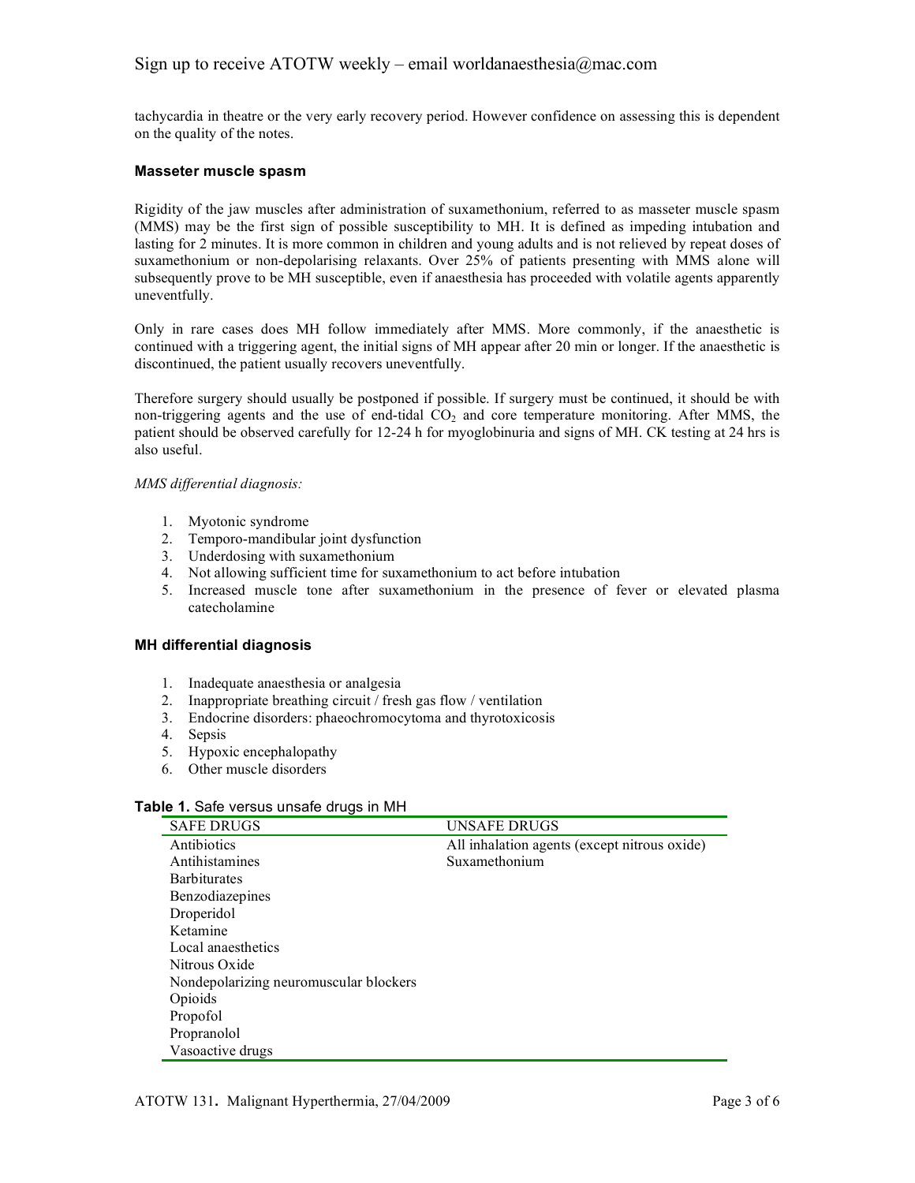tachycardia in theatre or the very early recovery period. However confidence on assessing this is dependent on the quality of the notes.

### Masseter muscle spasm

Rigidity of the jaw muscles after administration of suxamethonium, referred to as masseter muscle spasm (MMS) may be the first sign of possible susceptibility to MH. It is defined as impeding intubation and lasting for 2 minutes. It is more common in children and young adults and is not relieved by repeat doses of suxamethonium or non-depolarising relaxants. Over 25% of patients presenting with MMS alone will subsequently prove to be MH susceptible, even if anaesthesia has proceeded with volatile agents apparently uneventfully.

Only in rare cases does MH follow immediately after MMS. More commonly, if the anaesthetic is continued with a triggering agent, the initial signs of MH appear after 20 min or longer. If the anaesthetic is discontinued, the patient usually recovers uneventfully.

Therefore surgery should usually be postponed if possible. If surgery must be continued, it should be with non-triggering agents and the use of end-tidal $CO_2$ and core temperature monitoring. After MMS, the patient should be observed carefully for 12-24 h for myoglobinuria and signs of MH. CK testing at 24 hrs is also useful.

*MMS differential diagnosis:*

1. Myotonic syndrome
2. Temporo-mandibular joint dysfunction
3. Underdosing with suxamethonium
4. Not allowing sufficient time for suxamethonium to act before intubation
5. Increased muscle tone after suxamethonium in the presence of fever or elevated plasma catecholamine

### MH differential diagnosis

1. Inadequate anaesthesia or analgesia
2. Inappropriate breathing circuit / fresh gas flow / ventilation
3. Endocrine disorders: phaeochromocytoma and thyrotoxicosis
4. Sepsis
5. Hypoxic encephalopathy
6. Other muscle disorders

**Table 1.** Safe versus unsafe drugs in MH

| SAFE DRUGS | UNSAFE DRUGS |
|---|---|
| Antibiotics | All inhalation agents (except nitrous oxide) |
| Antihistamines | Suxamethonium |
| Barbiturates | |
| Benzodiazepines | |
| Droperidol | |
| Ketamine | |
| Local anaesthetics | |
| Nitrous Oxide | |
| Nondepolarizing neuromuscular blockers | |
| Opioids | |
| Propofol | |
| Propranolol | |
| Vasoactive drugs | |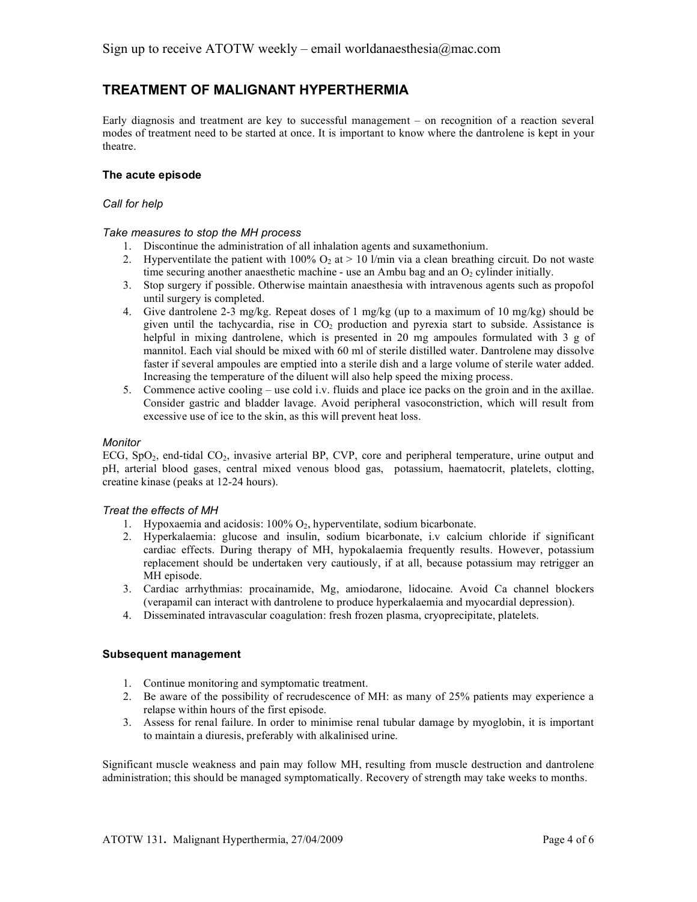## TREATMENT OF MALIGNANT HYPERTHERMIA

Early diagnosis and treatment are key to successful management – on recognition of a reaction several modes of treatment need to be started at once. It is important to know where the dantrolene is kept in your theatre.

### The acute episode

*Call for help*

*Take measures to stop the MH process*

1. Discontinue the administration of all inhalation agents and suxamethonium.
2. Hyperventilate the patient with 100% $O_2$ at > 10 l/min via a clean breathing circuit. Do not waste time securing another anaesthetic machine - use an Ambu bag and an $O_2$ cylinder initially.
3. Stop surgery if possible. Otherwise maintain anaesthesia with intravenous agents such as propofol until surgery is completed.
4. Give dantrolene 2-3 mg/kg. Repeat doses of 1 mg/kg (up to a maximum of 10 mg/kg) should be given until the tachycardia, rise in $CO_2$ production and pyrexia start to subside. Assistance is helpful in mixing dantrolene, which is presented in 20 mg ampoules formulated with 3 g of mannitol. Each vial should be mixed with 60 ml of sterile distilled water. Dantrolene may dissolve faster if several ampoules are emptied into a sterile dish and a large volume of sterile water added. Increasing the temperature of the diluent will also help speed the mixing process.
5. Commence active cooling – use cold i.v. fluids and place ice packs on the groin and in the axillae. Consider gastric and bladder lavage. Avoid peripheral vasoconstriction, which will result from excessive use of ice to the skin, as this will prevent heat loss.

*Monitor*

ECG, $SpO_2$, end-tidal $CO_2$, invasive arterial BP, CVP, core and peripheral temperature, urine output and pH, arterial blood gases, central mixed venous blood gas, potassium, haematocrit, platelets, clotting, creatine kinase (peaks at 12-24 hours).

*Treat the effects of MH*

1. Hypoxaemia and acidosis: 100% $O_2$, hyperventilate, sodium bicarbonate.
2. Hyperkalaemia: glucose and insulin, sodium bicarbonate, i.v calcium chloride if significant cardiac effects. During therapy of MH, hypokalaemia frequently results. However, potassium replacement should be undertaken very cautiously, if at all, because potassium may retrigger an MH episode.
3. Cardiac arrhythmias: procainamide, Mg, amiodarone, lidocaine. Avoid Ca channel blockers (verapamil can interact with dantrolene to produce hyperkalaemia and myocardial depression).
4. Disseminated intravascular coagulation: fresh frozen plasma, cryoprecipitate, platelets.

### Subsequent management

1. Continue monitoring and symptomatic treatment.
2. Be aware of the possibility of recrudescence of MH: as many of 25% patients may experience a relapse within hours of the first episode.
3. Assess for renal failure. In order to minimise renal tubular damage by myoglobin, it is important to maintain a diuresis, preferably with alkalinised urine.

Significant muscle weakness and pain may follow MH, resulting from muscle destruction and dantrolene administration; this should be managed symptomatically. Recovery of strength may take weeks to months.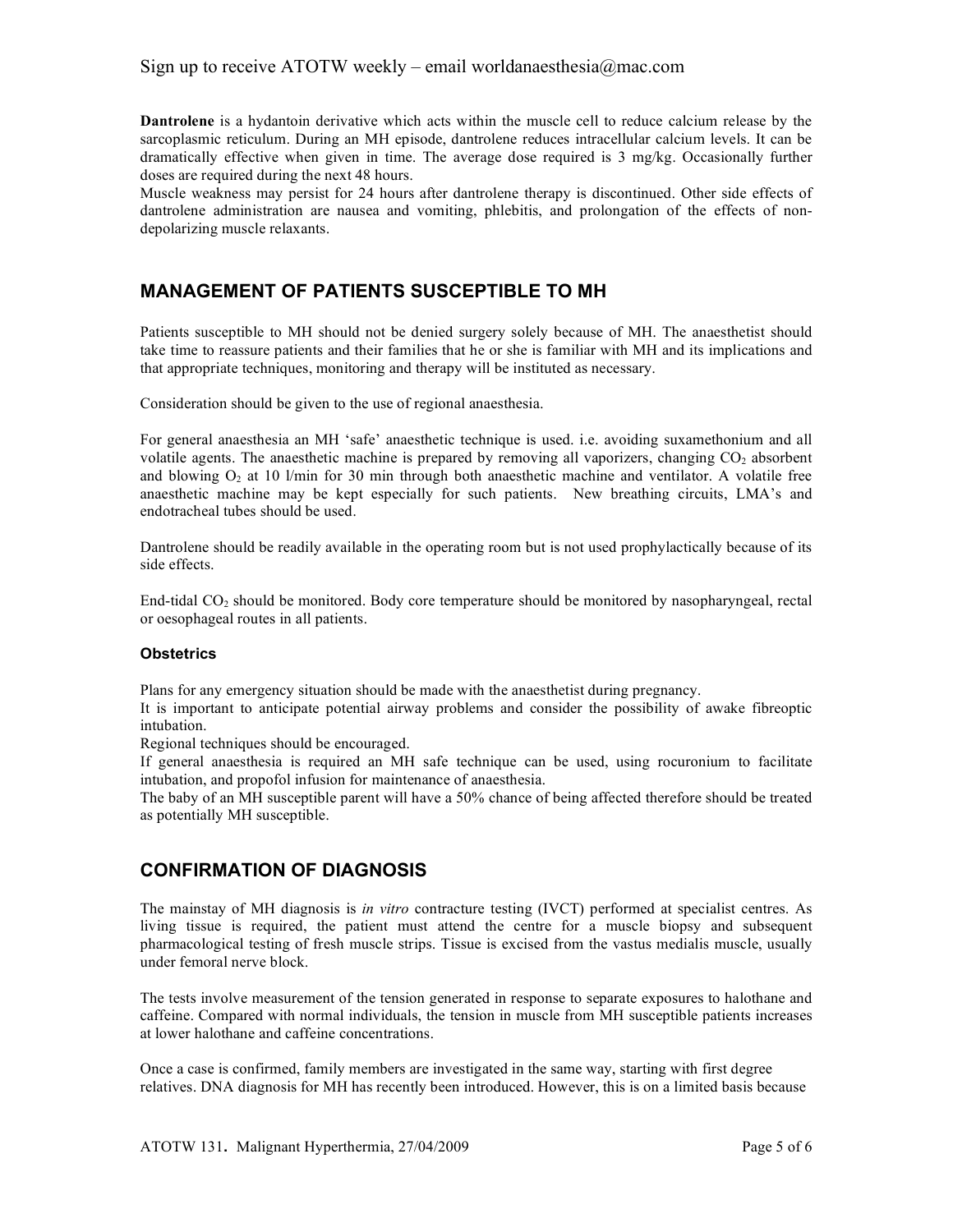**Dantrolene** is a hydantoin derivative which acts within the muscle cell to reduce calcium release by the sarcoplasmic reticulum. During an MH episode, dantrolene reduces intracellular calcium levels. It can be dramatically effective when given in time. The average dose required is 3 mg/kg. Occasionally further doses are required during the next 48 hours.
Muscle weakness may persist for 24 hours after dantrolene therapy is discontinued. Other side effects of dantrolene administration are nausea and vomiting, phlebitis, and prolongation of the effects of non-depolarizing muscle relaxants.

## MANAGEMENT OF PATIENTS SUSCEPTIBLE TO MH

Patients susceptible to MH should not be denied surgery solely because of MH. The anaesthetist should take time to reassure patients and their families that he or she is familiar with MH and its implications and that appropriate techniques, monitoring and therapy will be instituted as necessary.

Consideration should be given to the use of regional anaesthesia.

For general anaesthesia an MH 'safe' anaesthetic technique is used. i.e. avoiding suxamethonium and all volatile agents. The anaesthetic machine is prepared by removing all vaporizers, changing $CO_2$ absorbent and blowing $O_2$ at 10 l/min for 30 min through both anaesthetic machine and ventilator. A volatile free anaesthetic machine may be kept especially for such patients. New breathing circuits, LMA's and endotracheal tubes should be used.

Dantrolene should be readily available in the operating room but is not used prophylactically because of its side effects.

End-tidal $CO_2$ should be monitored. Body core temperature should be monitored by nasopharyngeal, rectal or oesophageal routes in all patients.

### Obstetrics

Plans for any emergency situation should be made with the anaesthetist during pregnancy.
It is important to anticipate potential airway problems and consider the possibility of awake fibreoptic intubation.
Regional techniques should be encouraged.
If general anaesthesia is required an MH safe technique can be used, using rocuronium to facilitate intubation, and propofol infusion for maintenance of anaesthesia.
The baby of an MH susceptible parent will have a 50% chance of being affected therefore should be treated as potentially MH susceptible.

## CONFIRMATION OF DIAGNOSIS

The mainstay of MH diagnosis is *in vitro* contracture testing (IVCT) performed at specialist centres. As living tissue is required, the patient must attend the centre for a muscle biopsy and subsequent pharmacological testing of fresh muscle strips. Tissue is excised from the vastus medialis muscle, usually under femoral nerve block.

The tests involve measurement of the tension generated in response to separate exposures to halothane and caffeine. Compared with normal individuals, the tension in muscle from MH susceptible patients increases at lower halothane and caffeine concentrations.

Once a case is confirmed, family members are investigated in the same way, starting with first degree relatives. DNA diagnosis for MH has recently been introduced. However, this is on a limited basis because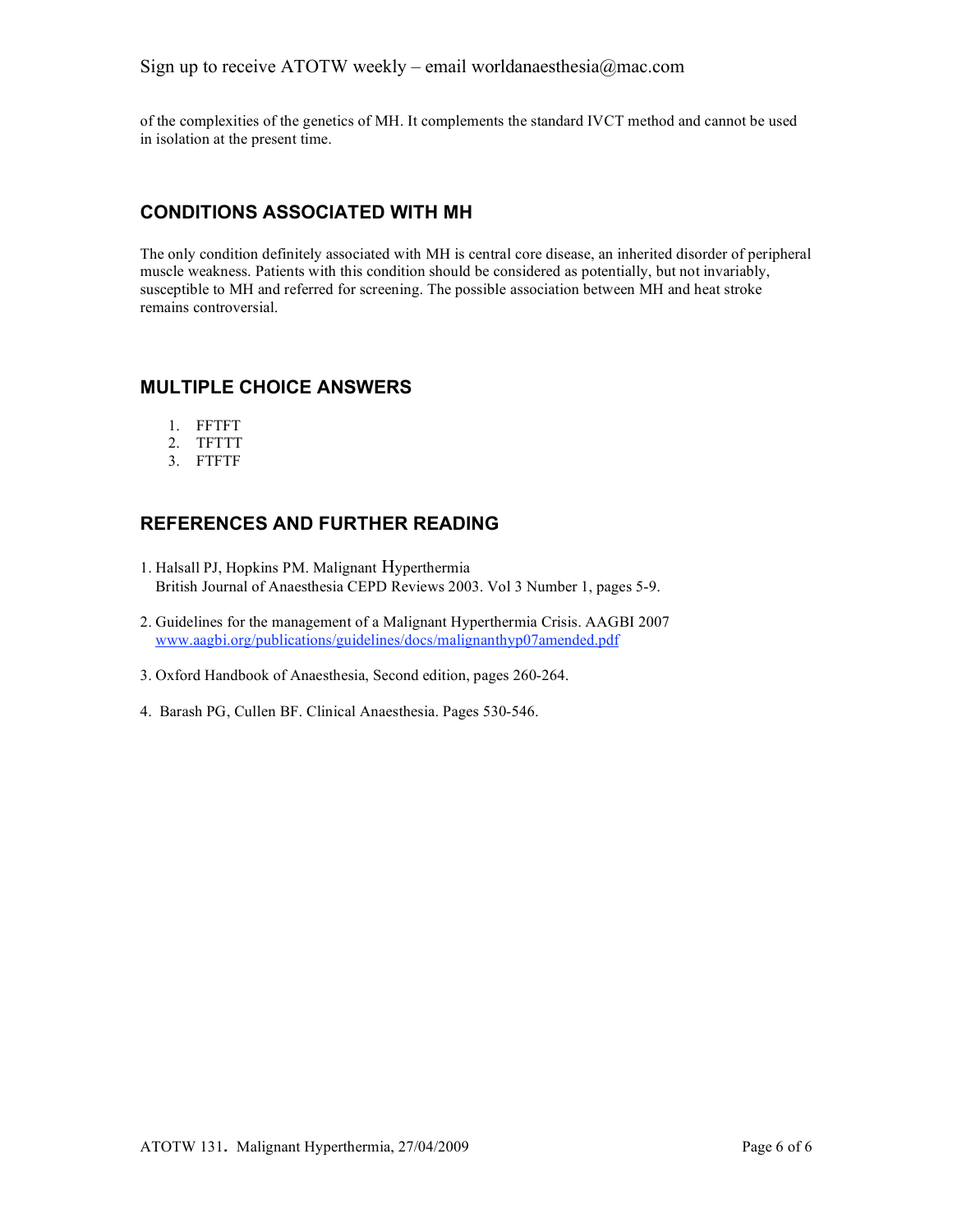of the complexities of the genetics of MH. It complements the standard IVCT method and cannot be used in isolation at the present time.

## CONDITIONS ASSOCIATED WITH MH

The only condition definitely associated with MH is central core disease, an inherited disorder of peripheral muscle weakness. Patients with this condition should be considered as potentially, but not invariably, susceptible to MH and referred for screening. The possible association between MH and heat stroke remains controversial.

## MULTIPLE CHOICE ANSWERS

1. FFTFT
2. TFTTT
3. FTFTF

## REFERENCES AND FURTHER READING

1. Halsall PJ, Hopkins PM. Malignant Hyperthermia British Journal of Anaesthesia CEPD Reviews 2003. Vol 3 Number 1, pages 5-9.
2. Guidelines for the management of a Malignant Hyperthermia Crisis. AAGBI 2007 www.aagbi.org/publications/guidelines/docs/malignanthyp07amended.pdf
3. Oxford Handbook of Anaesthesia, Second edition, pages 260-264.
4. Barash PG, Cullen BF. Clinical Anaesthesia. Pages 530-546.